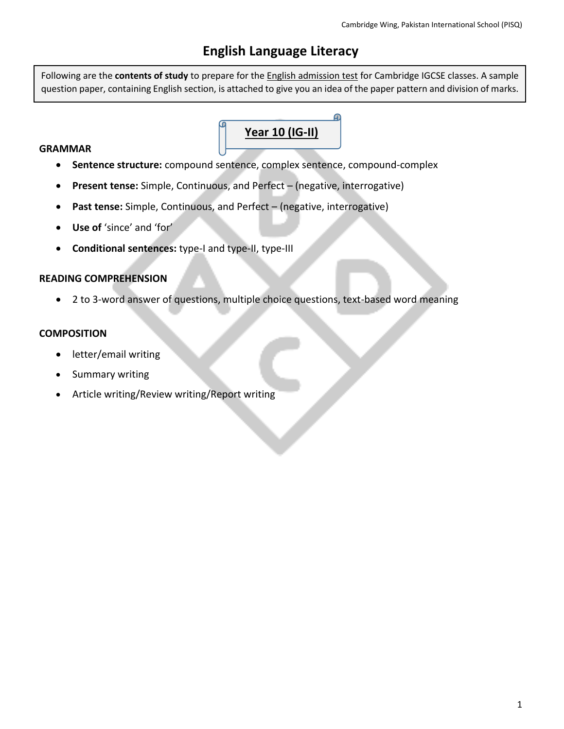# English Language Literacy

Following are the **contents of study** to prepare for the English admission test for Cambridge IGCSE classes. A sample question paper, containing English section, is attached to give you an idea of the paper pattern and division of marks.

## Year 10 (IG-II)

### GRAMMAR

- **Sentence structure:** compound sentence, complex sentence, compound-complex
- **Present tense:** Simple, Continuous, and Perfect – (negative, interrogative)
- **Past tense:** Simple, Continuous, and Perfect – (negative, interrogative)
- **Use of** 'since' and 'for'
- **Conditional sentences:** type-I and type-II, type-III

### READING COMPREHENSION

- 2 to 3-word answer of questions, multiple choice questions, text-based word meaning

### COMPOSITION

- letter/email writing
- Summary writing
- Article writing/Review writing/Report writing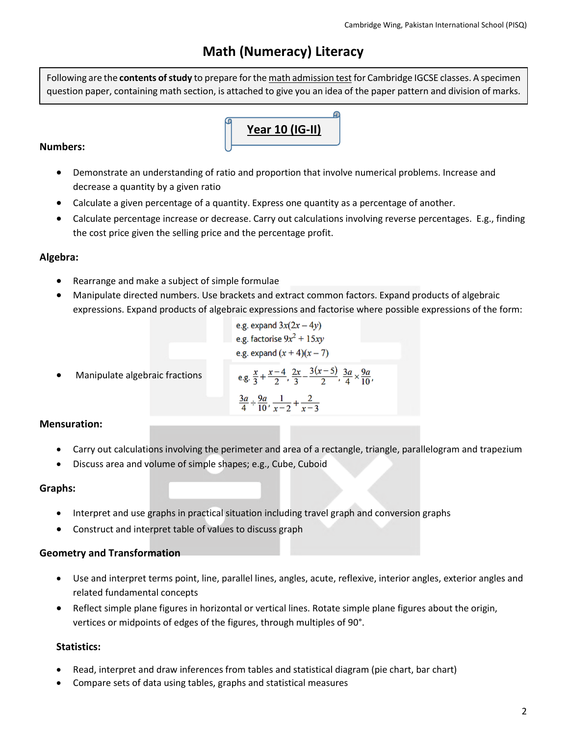# Math (Numeracy) Literacy

Following are the **contents of study** to prepare for the math admission test for Cambridge IGCSE classes. A specimen question paper, containing math section, is attached to give you an idea of the paper pattern and division of marks.

## Year 10 (IG-II)

### Numbers:

- Demonstrate an understanding of ratio and proportion that involve numerical problems. Increase and decrease a quantity by a given ratio
- Calculate a given percentage of a quantity. Express one quantity as a percentage of another.
- Calculate percentage increase or decrease. Carry out calculations involving reverse percentages. E.g., finding the cost price given the selling price and the percentage profit.

### Algebra:

- Rearrange and make a subject of simple formulae
- Manipulate directed numbers. Use brackets and extract common factors. Expand products of algebraic expressions. Expand products of algebraic expressions and factorise where possible expressions of the form:

  e.g. expand $3x(2x - 4y)$

  e.g. factorise $9x^2 + 15xy$

  e.g. expand $(x + 4)(x - 7)$

- Manipulate algebraic fractions

  e.g. $\frac{x}{3} + \frac{x-4}{2}$, $\frac{2x}{3} - \frac{3(x-5)}{2}$, $\frac{3a}{4} \times \frac{9a}{10}$,

  $\frac{3a}{4} \div \frac{9a}{10}$, $\frac{1}{x-2} + \frac{2}{x-3}$

### Mensuration:

- Carry out calculations involving the perimeter and area of a rectangle, triangle, parallelogram and trapezium
- Discuss area and volume of simple shapes; e.g., Cube, Cuboid

### Graphs:

- Interpret and use graphs in practical situation including travel graph and conversion graphs
- Construct and interpret table of values to discuss graph

### Geometry and Transformation

- Use and interpret terms point, line, parallel lines, angles, acute, reflexive, interior angles, exterior angles and related fundamental concepts
- Reflect simple plane figures in horizontal or vertical lines. Rotate simple plane figures about the origin, vertices or midpoints of edges of the figures, through multiples of 90°.

### Statistics:

- Read, interpret and draw inferences from tables and statistical diagram (pie chart, bar chart)
- Compare sets of data using tables, graphs and statistical measures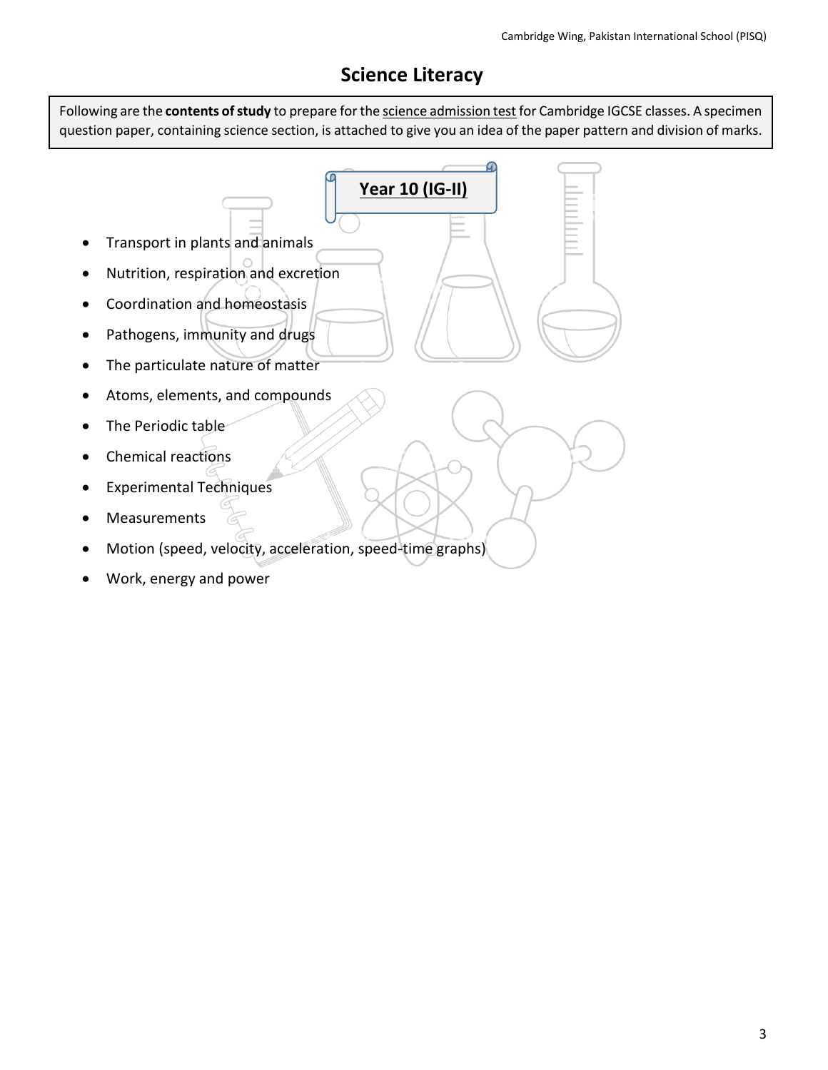# Science Literacy

Following are the **contents of study** to prepare for the science admission test for Cambridge IGCSE classes. A specimen question paper, containing science section, is attached to give you an idea of the paper pattern and division of marks.

## Year 10 (IG-II)

- Transport in plants and animals
- Nutrition, respiration and excretion
- Coordination and homeostasis
- Pathogens, immunity and drugs
- The particulate nature of matter
- Atoms, elements, and compounds
- The Periodic table
- Chemical reactions
- Experimental Techniques
- Measurements
- Motion (speed, velocity, acceleration, speed-time graphs)
- Work, energy and power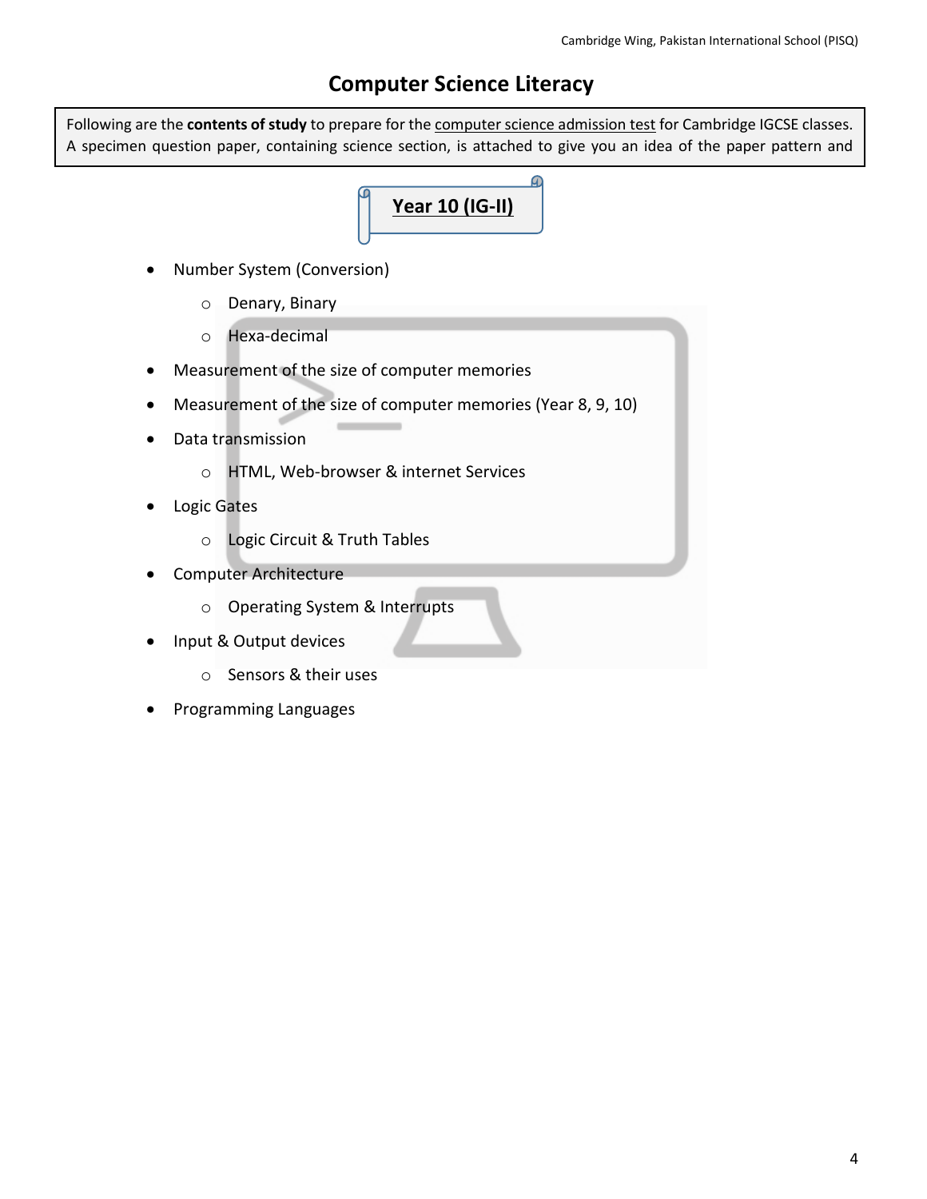# Computer Science Literacy

Following are the **contents of study** to prepare for the computer science admission test for Cambridge IGCSE classes. A specimen question paper, containing science section, is attached to give you an idea of the paper pattern and

## Year 10 (IG-II)

- Number System (Conversion)
  - Denary, Binary
  - Hexa-decimal
- Measurement of the size of computer memories
- Measurement of the size of computer memories (Year 8, 9, 10)
- Data transmission
  - HTML, Web-browser & internet Services
- Logic Gates
  - Logic Circuit & Truth Tables
- Computer Architecture
  - Operating System & Interrupts
- Input & Output devices
  - Sensors & their uses
- Programming Languages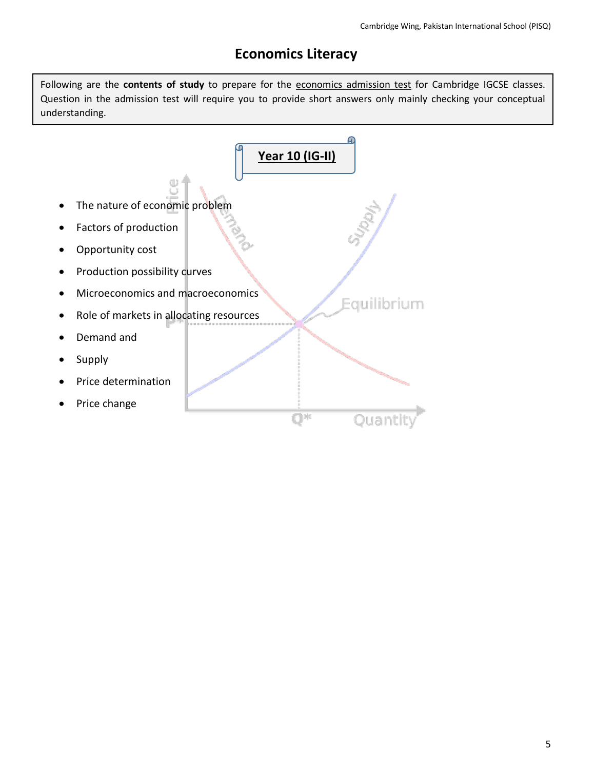# Economics Literacy

Following are the **contents of study** to prepare for the economics admission test for Cambridge IGCSE classes. Question in the admission test will require you to provide short answers only mainly checking your conceptual understanding.

## Year 10 (IG-II)

- The nature of economic problem
- Factors of production
- Opportunity cost
- Production possibility curves
- Microeconomics and macroeconomics
- Role of markets in allocating resources
- Demand and
- Supply
- Price determination
- Price change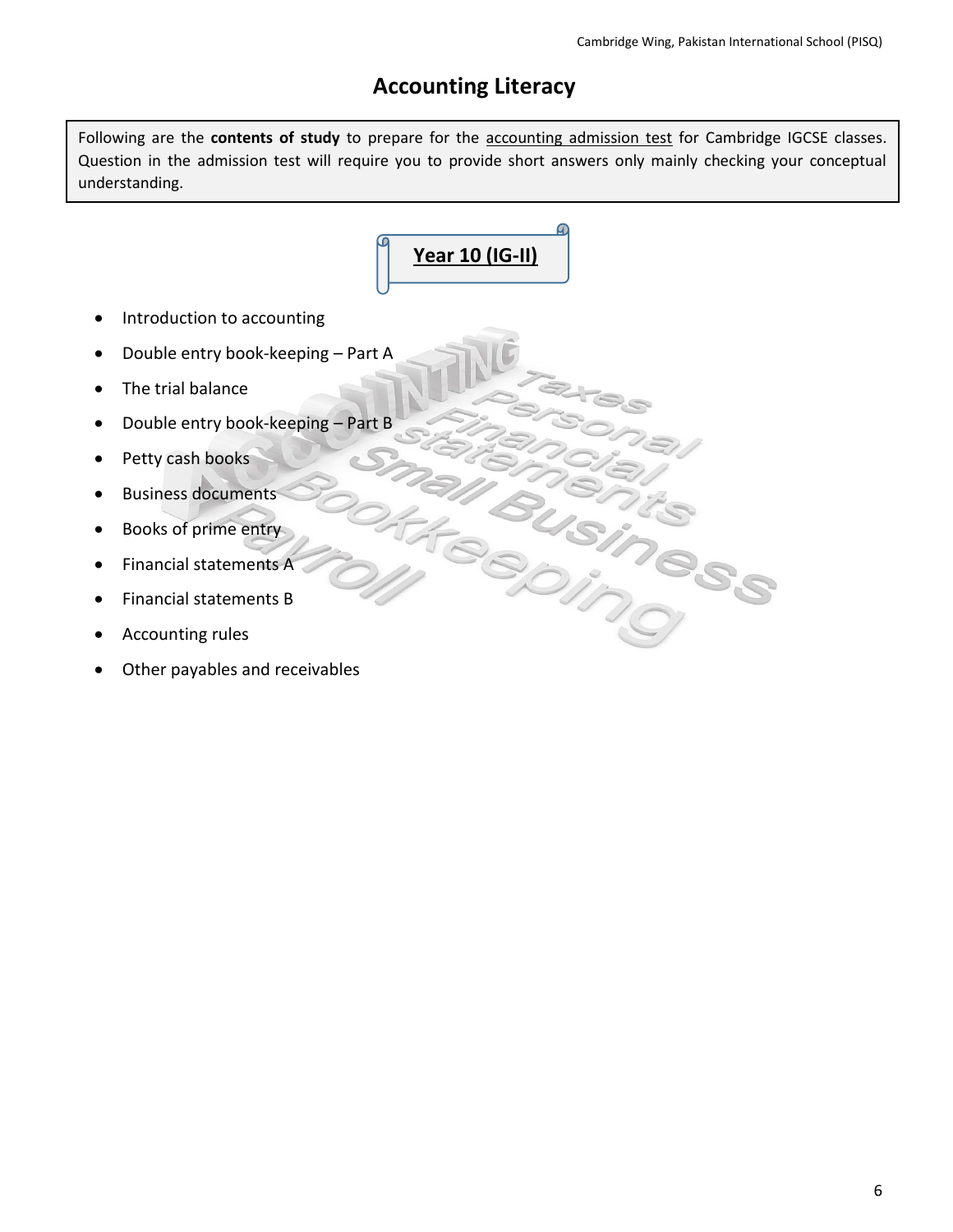# Accounting Literacy

Following are the **contents of study** to prepare for the accounting admission test for Cambridge IGCSE classes. Question in the admission test will require you to provide short answers only mainly checking your conceptual understanding.

## Year 10 (IG-II)

- Introduction to accounting
- Double entry book-keeping – Part A
- The trial balance
- Double entry book-keeping – Part B
- Petty cash books
- Business documents
- Books of prime entry
- Financial statements A
- Financial statements B
- Accounting rules
- Other payables and receivables